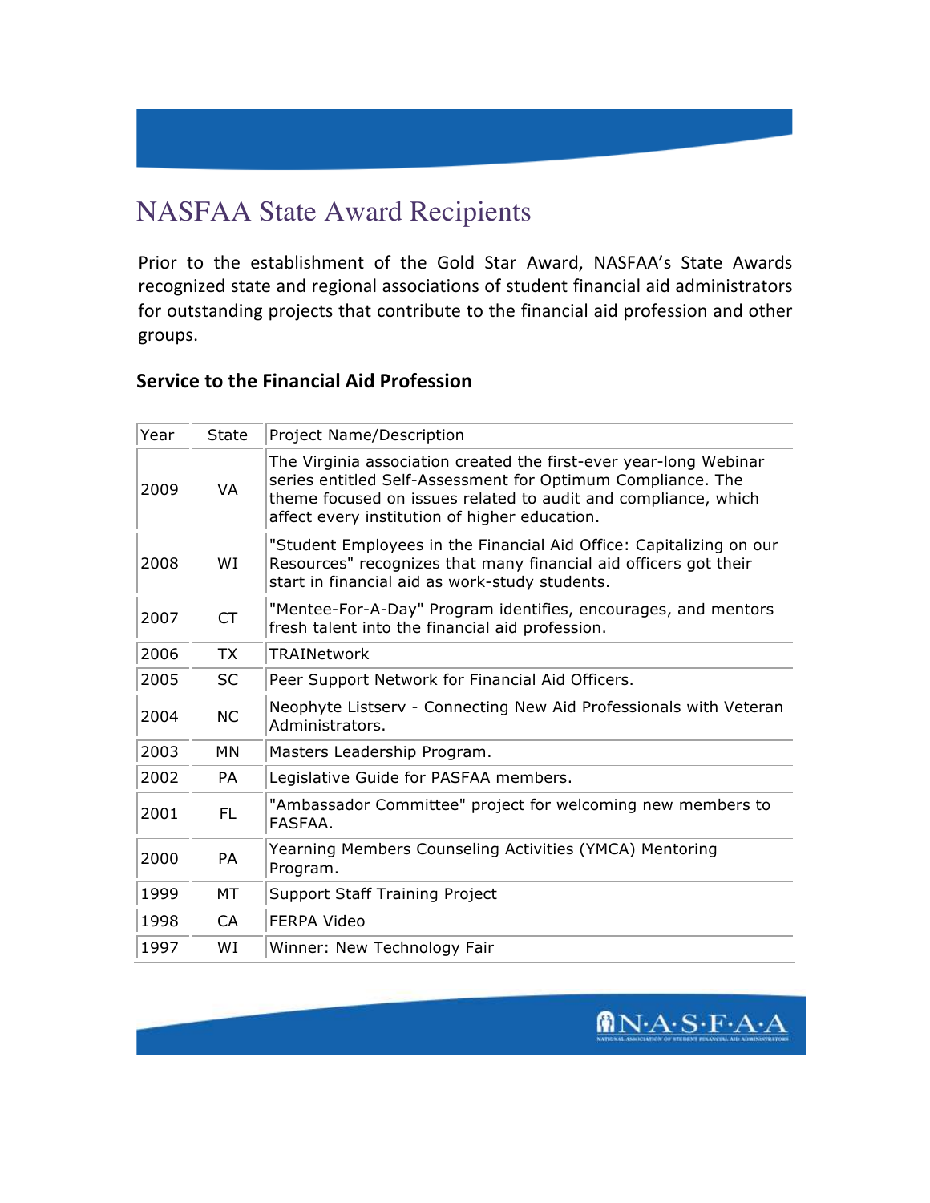# NASFAA State Award Recipients

Prior to the establishment of the Gold Star Award, NASFAA's State Awards recognized state and regional associations of student financial aid administrators for outstanding projects that contribute to the financial aid profession and other groups.

## Service to the Financial Aid Profession

| Year | State | Project Name/Description |
|---|---|---|
| 2009 | VA | The Virginia association created the first-ever year-long Webinar series entitled Self-Assessment for Optimum Compliance. The theme focused on issues related to audit and compliance, which affect every institution of higher education. |
| 2008 | WI | "Student Employees in the Financial Aid Office: Capitalizing on our Resources" recognizes that many financial aid officers got their start in financial aid as work-study students. |
| 2007 | CT | "Mentee-For-A-Day" Program identifies, encourages, and mentors fresh talent into the financial aid profession. |
| 2006 | TX | TRAINetwork |
| 2005 | SC | Peer Support Network for Financial Aid Officers. |
| 2004 | NC | Neophyte Listserv - Connecting New Aid Professionals with Veteran Administrators. |
| 2003 | MN | Masters Leadership Program. |
| 2002 | PA | Legislative Guide for PASFAA members. |
| 2001 | FL | "Ambassador Committee" project for welcoming new members to FASFAA. |
| 2000 | PA | Yearning Members Counseling Activities (YMCA) Mentoring Program. |
| 1999 | MT | Support Staff Training Project |
| 1998 | CA | FERPA Video |
| 1997 | WI | Winner: New Technology Fair |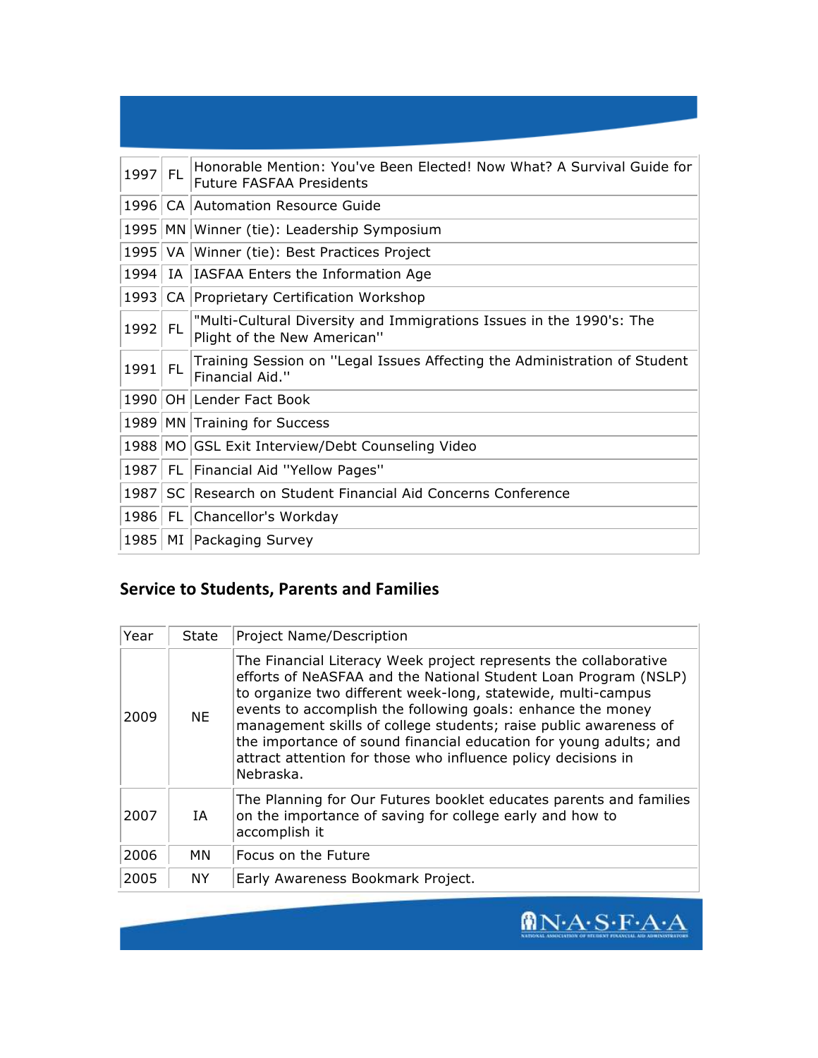| | | |
|---|---|---|
| 1997 | FL | Honorable Mention: You've Been Elected! Now What? A Survival Guide for Future FASFAA Presidents |
| 1996 | CA | Automation Resource Guide |
| 1995 | MN | Winner (tie): Leadership Symposium |
| 1995 | VA | Winner (tie): Best Practices Project |
| 1994 | IA | IASFAA Enters the Information Age |
| 1993 | CA | Proprietary Certification Workshop |
| 1992 | FL | "Multi-Cultural Diversity and Immigrations Issues in the 1990's: The Plight of the New American" |
| 1991 | FL | Training Session on "Legal Issues Affecting the Administration of Student Financial Aid." |
| 1990 | OH | Lender Fact Book |
| 1989 | MN | Training for Success |
| 1988 | MO | GSL Exit Interview/Debt Counseling Video |
| 1987 | FL | Financial Aid "Yellow Pages" |
| 1987 | SC | Research on Student Financial Aid Concerns Conference |
| 1986 | FL | Chancellor's Workday |
| 1985 | MI | Packaging Survey |

## Service to Students, Parents and Families

| Year | State | Project Name/Description |
|---|---|---|
| 2009 | NE | The Financial Literacy Week project represents the collaborative efforts of NeASFAA and the National Student Loan Program (NSLP) to organize two different week-long, statewide, multi-campus events to accomplish the following goals: enhance the money management skills of college students; raise public awareness of the importance of sound financial education for young adults; and attract attention for those who influence policy decisions in Nebraska. |
| 2007 | IA | The Planning for Our Futures booklet educates parents and families on the importance of saving for college early and how to accomplish it |
| 2006 | MN | Focus on the Future |
| 2005 | NY | Early Awareness Bookmark Project. |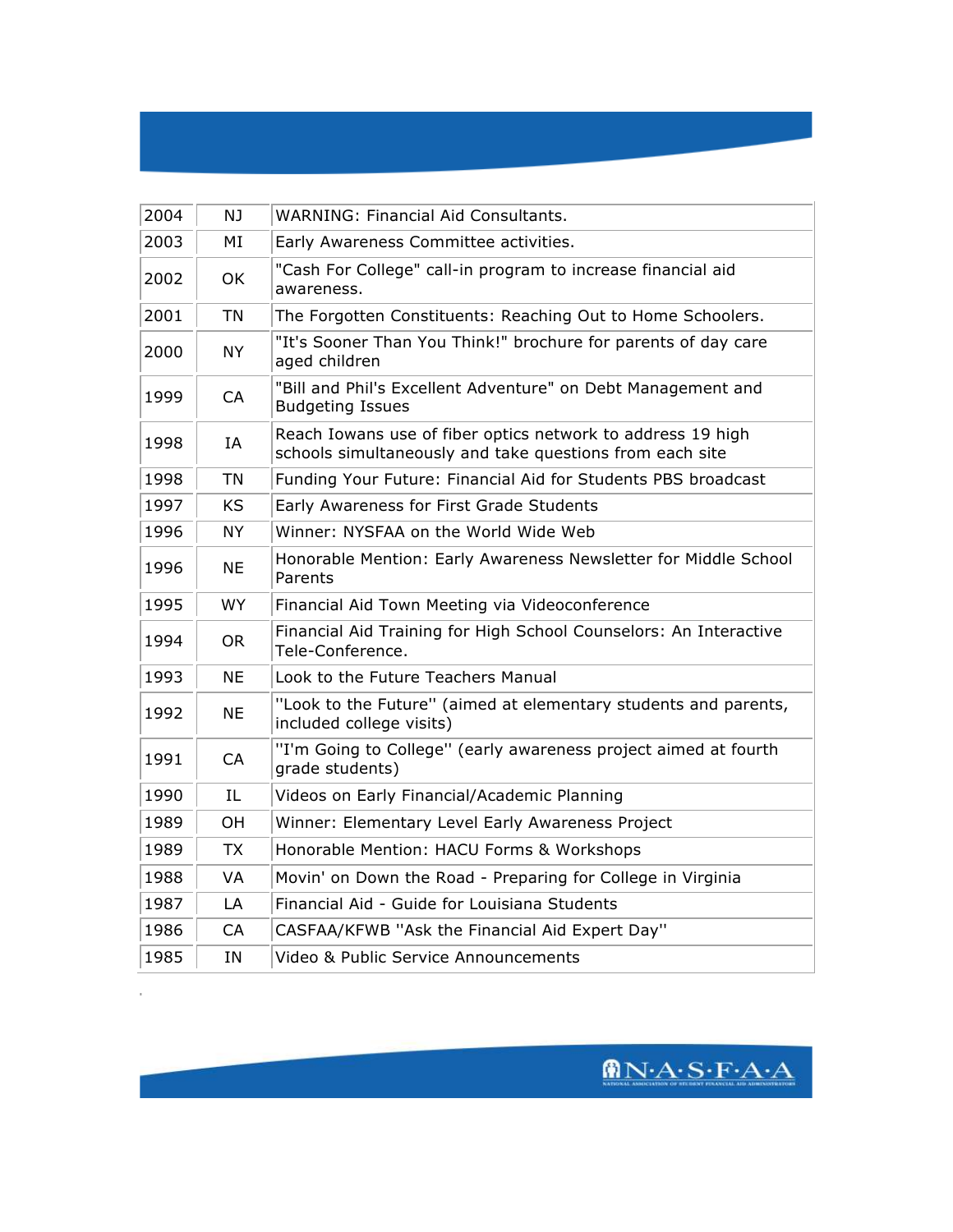| 2004 | NJ | WARNING: Financial Aid Consultants. |
|---|---|---|
| 2003 | MI | Early Awareness Committee activities. |
| 2002 | OK | "Cash For College" call-in program to increase financial aid awareness. |
| 2001 | TN | The Forgotten Constituents: Reaching Out to Home Schoolers. |
| 2000 | NY | "It's Sooner Than You Think!" brochure for parents of day care aged children |
| 1999 | CA | "Bill and Phil's Excellent Adventure" on Debt Management and Budgeting Issues |
| 1998 | IA | Reach Iowans use of fiber optics network to address 19 high schools simultaneously and take questions from each site |
| 1998 | TN | Funding Your Future: Financial Aid for Students PBS broadcast |
| 1997 | KS | Early Awareness for First Grade Students |
| 1996 | NY | Winner: NYSFAA on the World Wide Web |
| 1996 | NE | Honorable Mention: Early Awareness Newsletter for Middle School Parents |
| 1995 | WY | Financial Aid Town Meeting via Videoconference |
| 1994 | OR | Financial Aid Training for High School Counselors: An Interactive Tele-Conference. |
| 1993 | NE | Look to the Future Teachers Manual |
| 1992 | NE | "Look to the Future" (aimed at elementary students and parents, included college visits) |
| 1991 | CA | "I'm Going to College" (early awareness project aimed at fourth grade students) |
| 1990 | IL | Videos on Early Financial/Academic Planning |
| 1989 | OH | Winner: Elementary Level Early Awareness Project |
| 1989 | TX | Honorable Mention: HACU Forms & Workshops |
| 1988 | VA | Movin' on Down the Road - Preparing for College in Virginia |
| 1987 | LA | Financial Aid - Guide for Louisiana Students |
| 1986 | CA | CASFAA/KFWB "Ask the Financial Aid Expert Day" |
| 1985 | IN | Video & Public Service Announcements |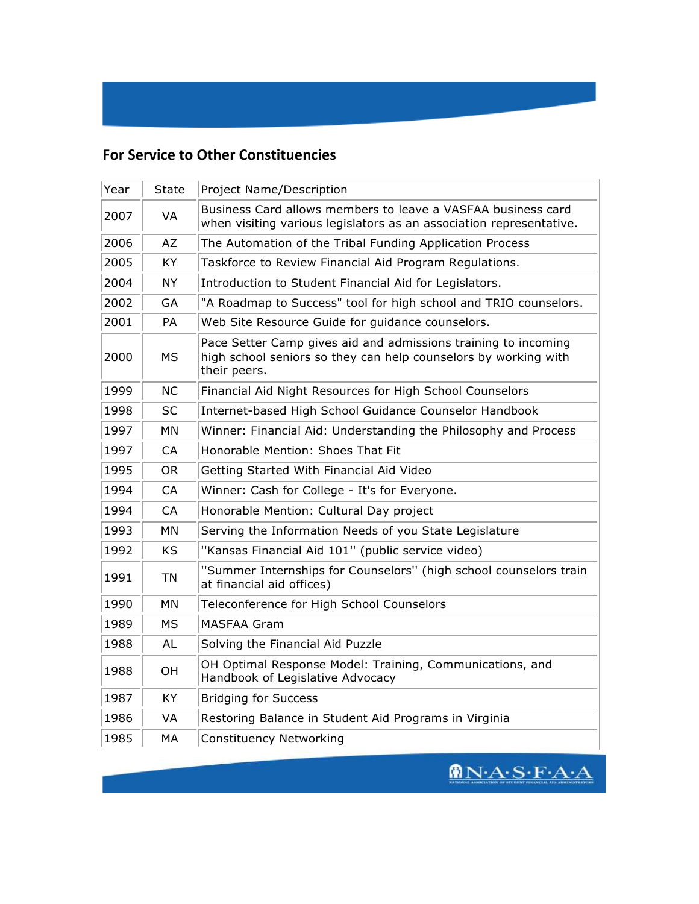## For Service to Other Constituencies

| Year | State | Project Name/Description |
|---|---|---|
| 2007 | VA | Business Card allows members to leave a VASFAA business card when visiting various legislators as an association representative. |
| 2006 | AZ | The Automation of the Tribal Funding Application Process |
| 2005 | KY | Taskforce to Review Financial Aid Program Regulations. |
| 2004 | NY | Introduction to Student Financial Aid for Legislators. |
| 2002 | GA | "A Roadmap to Success" tool for high school and TRIO counselors. |
| 2001 | PA | Web Site Resource Guide for guidance counselors. |
| 2000 | MS | Pace Setter Camp gives aid and admissions training to incoming high school seniors so they can help counselors by working with their peers. |
| 1999 | NC | Financial Aid Night Resources for High School Counselors |
| 1998 | SC | Internet-based High School Guidance Counselor Handbook |
| 1997 | MN | Winner: Financial Aid: Understanding the Philosophy and Process |
| 1997 | CA | Honorable Mention: Shoes That Fit |
| 1995 | OR | Getting Started With Financial Aid Video |
| 1994 | CA | Winner: Cash for College - It's for Everyone. |
| 1994 | CA | Honorable Mention: Cultural Day project |
| 1993 | MN | Serving the Information Needs of you State Legislature |
| 1992 | KS | ''Kansas Financial Aid 101'' (public service video) |
| 1991 | TN | ''Summer Internships for Counselors'' (high school counselors train at financial aid offices) |
| 1990 | MN | Teleconference for High School Counselors |
| 1989 | MS | MASFAA Gram |
| 1988 | AL | Solving the Financial Aid Puzzle |
| 1988 | OH | OH Optimal Response Model: Training, Communications, and Handbook of Legislative Advocacy |
| 1987 | KY | Bridging for Success |
| 1986 | VA | Restoring Balance in Student Aid Programs in Virginia |
| 1985 | MA | Constituency Networking |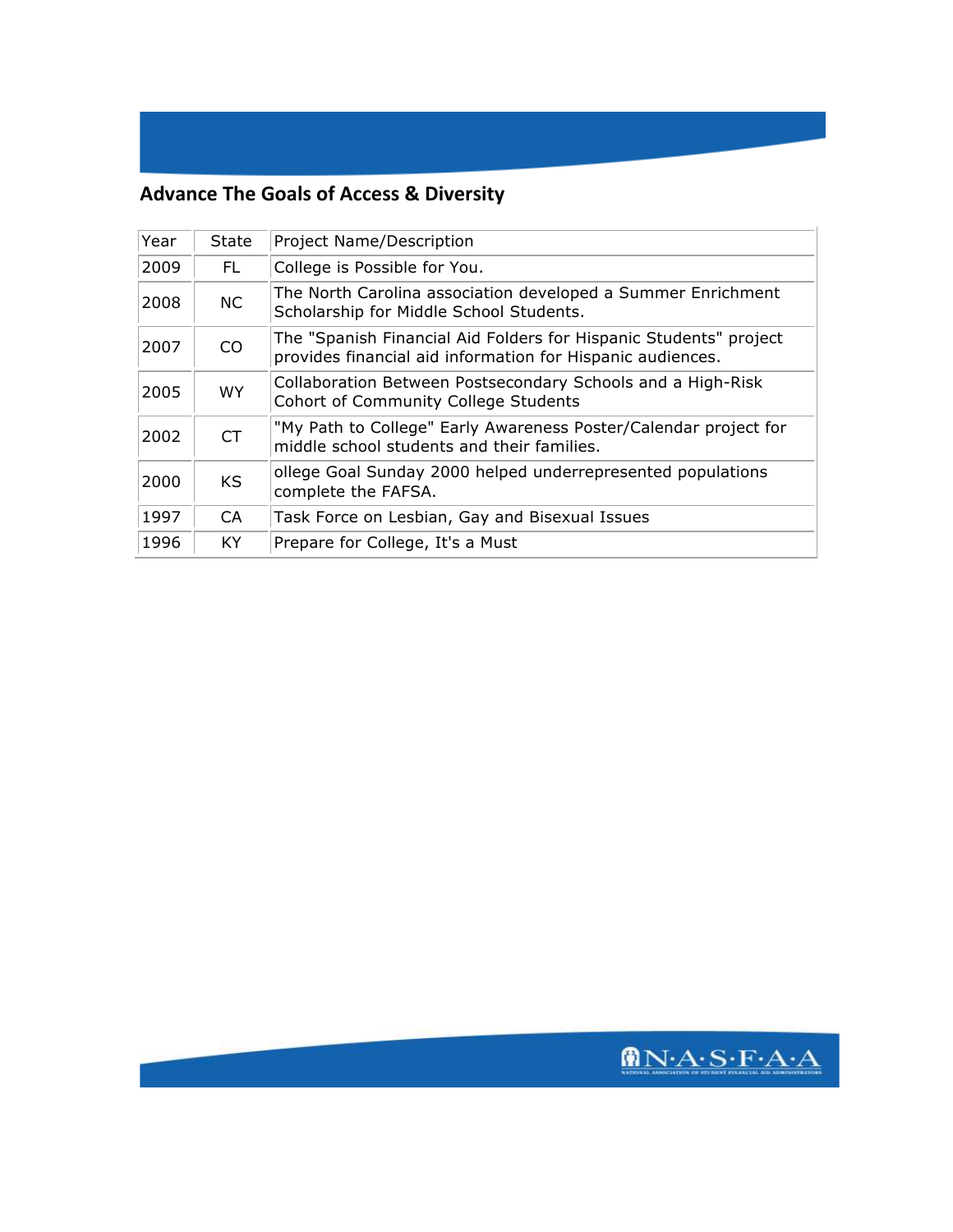## Advance The Goals of Access & Diversity

| Year | State | Project Name/Description |
|---|---|---|
| 2009 | FL | College is Possible for You. |
| 2008 | NC | The North Carolina association developed a Summer Enrichment Scholarship for Middle School Students. |
| 2007 | CO | The "Spanish Financial Aid Folders for Hispanic Students" project provides financial aid information for Hispanic audiences. |
| 2005 | WY | Collaboration Between Postsecondary Schools and a High-Risk Cohort of Community College Students |
| 2002 | CT | "My Path to College" Early Awareness Poster/Calendar project for middle school students and their families. |
| 2000 | KS | ollege Goal Sunday 2000 helped underrepresented populations complete the FAFSA. |
| 1997 | CA | Task Force on Lesbian, Gay and Bisexual Issues |
| 1996 | KY | Prepare for College, It's a Must |